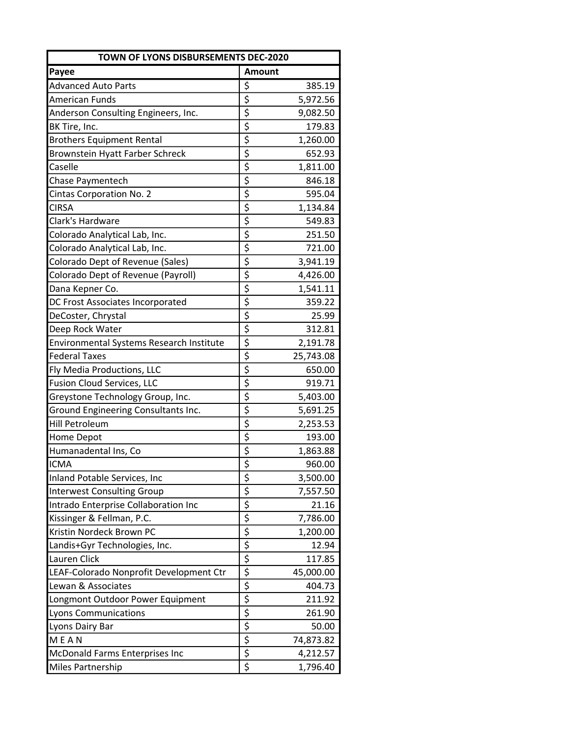| TOWN OF LYONS DISBURSEMENTS DEC-2020 | | |
|---|---|---|
| **Payee** | **Amount** | |
| Advanced Auto Parts | $ | 385.19 |
| American Funds | $ | 5,972.56 |
| Anderson Consulting Engineers, Inc. | $ | 9,082.50 |
| BK Tire, Inc. | $ | 179.83 |
| Brothers Equipment Rental | $ | 1,260.00 |
| Brownstein Hyatt Farber Schreck | $ | 652.93 |
| Caselle | $ | 1,811.00 |
| Chase Paymentech | $ | 846.18 |
| Cintas Corporation No. 2 | $ | 595.04 |
| CIRSA | $ | 1,134.84 |
| Clark's Hardware | $ | 549.83 |
| Colorado Analytical Lab, Inc. | $ | 251.50 |
| Colorado Analytical Lab, Inc. | $ | 721.00 |
| Colorado Dept of Revenue (Sales) | $ | 3,941.19 |
| Colorado Dept of Revenue (Payroll) | $ | 4,426.00 |
| Dana Kepner Co. | $ | 1,541.11 |
| DC Frost Associates Incorporated | $ | 359.22 |
| DeCoster, Chrystal | $ | 25.99 |
| Deep Rock Water | $ | 312.81 |
| Environmental Systems Research Institute | $ | 2,191.78 |
| Federal Taxes | $ | 25,743.08 |
| Fly Media Productions, LLC | $ | 650.00 |
| Fusion Cloud Services, LLC | $ | 919.71 |
| Greystone Technology Group, Inc. | $ | 5,403.00 |
| Ground Engineering Consultants Inc. | $ | 5,691.25 |
| Hill Petroleum | $ | 2,253.53 |
| Home Depot | $ | 193.00 |
| Humanadental Ins, Co | $ | 1,863.88 |
| ICMA | $ | 960.00 |
| Inland Potable Services, Inc | $ | 3,500.00 |
| Interwest Consulting Group | $ | 7,557.50 |
| Intrado Enterprise Collaboration Inc | $ | 21.16 |
| Kissinger & Fellman, P.C. | $ | 7,786.00 |
| Kristin Nordeck Brown PC | $ | 1,200.00 |
| Landis+Gyr Technologies, Inc. | $ | 12.94 |
| Lauren Click | $ | 117.85 |
| LEAF-Colorado Nonprofit Development Ctr | $ | 45,000.00 |
| Lewan & Associates | $ | 404.73 |
| Longmont Outdoor Power Equipment | $ | 211.92 |
| Lyons Communications | $ | 261.90 |
| Lyons Dairy Bar | $ | 50.00 |
| M E A N | $ | 74,873.82 |
| McDonald Farms Enterprises Inc | $ | 4,212.57 |
| Miles Partnership | $ | 1,796.40 |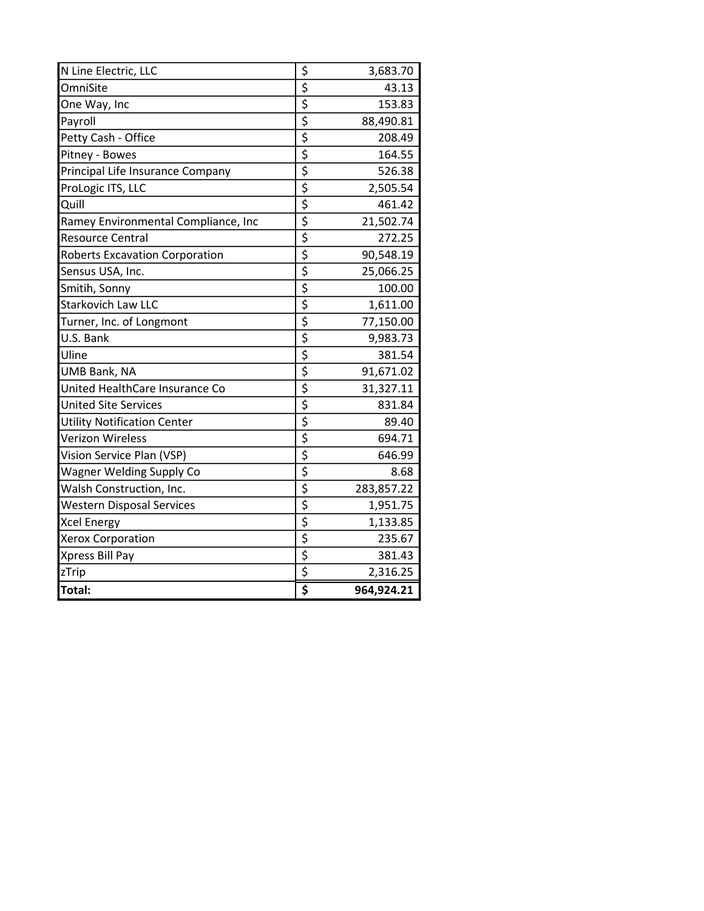| | | |
|---|---|---|
| N Line Electric, LLC | $ | 3,683.70 |
| OmniSite | $ | 43.13 |
| One Way, Inc | $ | 153.83 |
| Payroll | $ | 88,490.81 |
| Petty Cash - Office | $ | 208.49 |
| Pitney - Bowes | $ | 164.55 |
| Principal Life Insurance Company | $ | 526.38 |
| ProLogic ITS, LLC | $ | 2,505.54 |
| Quill | $ | 461.42 |
| Ramey Environmental Compliance, Inc | $ | 21,502.74 |
| Resource Central | $ | 272.25 |
| Roberts Excavation Corporation | $ | 90,548.19 |
| Sensus USA, Inc. | $ | 25,066.25 |
| Smitih, Sonny | $ | 100.00 |
| Starkovich Law LLC | $ | 1,611.00 |
| Turner, Inc. of Longmont | $ | 77,150.00 |
| U.S. Bank | $ | 9,983.73 |
| Uline | $ | 381.54 |
| UMB Bank, NA | $ | 91,671.02 |
| United HealthCare Insurance Co | $ | 31,327.11 |
| United Site Services | $ | 831.84 |
| Utility Notification Center | $ | 89.40 |
| Verizon Wireless | $ | 694.71 |
| Vision Service Plan (VSP) | $ | 646.99 |
| Wagner Welding Supply Co | $ | 8.68 |
| Walsh Construction, Inc. | $ | 283,857.22 |
| Western Disposal Services | $ | 1,951.75 |
| Xcel Energy | $ | 1,133.85 |
| Xerox Corporation | $ | 235.67 |
| Xpress Bill Pay | $ | 381.43 |
| zTrip | $ | 2,316.25 |
| **Total:** | **$** | **964,924.21** |